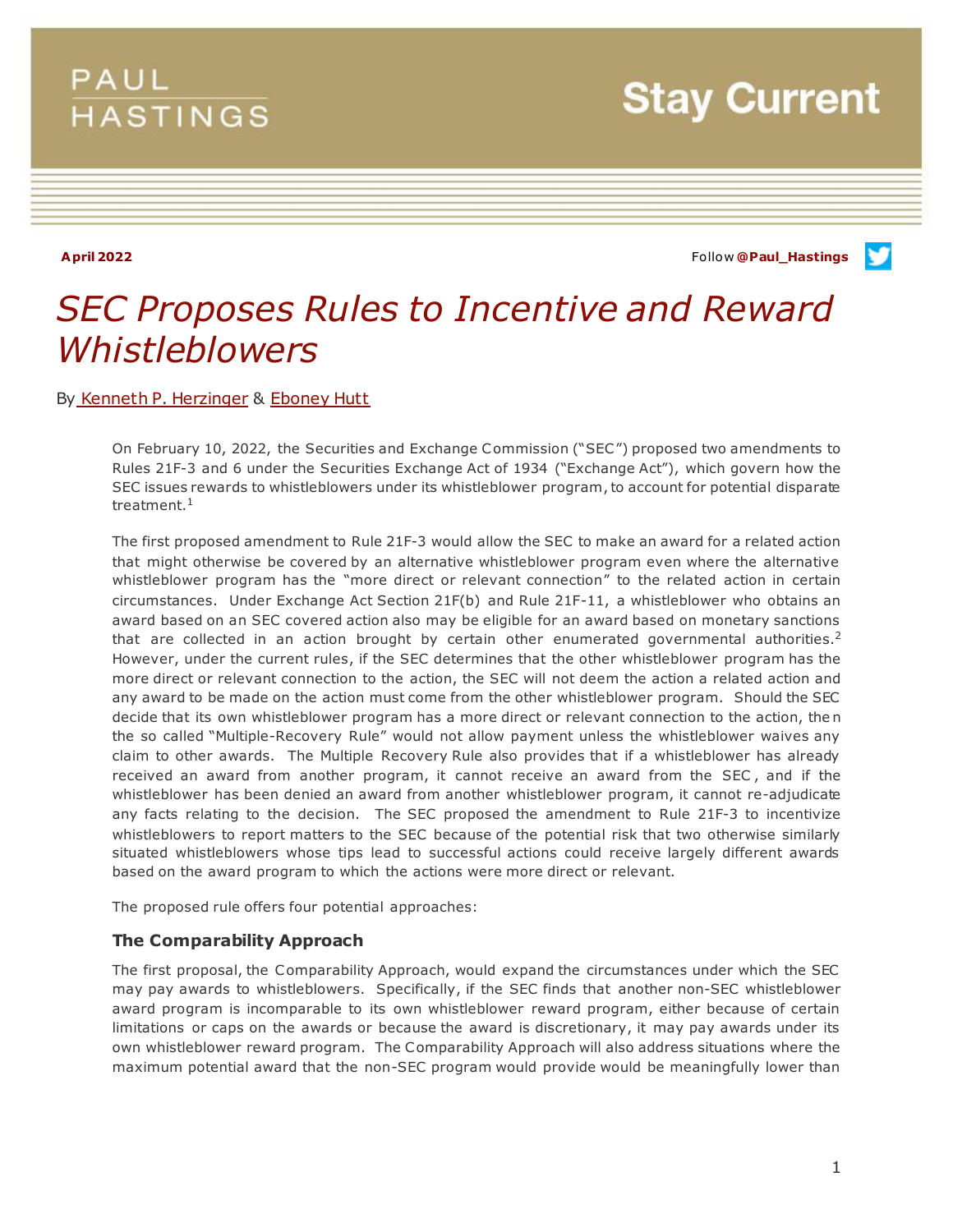**April 2022**

Follow **@Paul_Hastings**

# *SEC Proposes Rules to Incentive and Reward Whistleblowers*

By Kenneth P. Herzinger & Eboney Hutt

On February 10, 2022, the Securities and Exchange Commission ("SEC") proposed two amendments to Rules 21F-3 and 6 under the Securities Exchange Act of 1934 ("Exchange Act"), which govern how the SEC issues rewards to whistleblowers under its whistleblower program, to account for potential disparate treatment.[1]

The first proposed amendment to Rule 21F-3 would allow the SEC to make an award for a related action that might otherwise be covered by an alternative whistleblower program even where the alternative whistleblower program has the "more direct or relevant connection" to the related action in certain circumstances. Under Exchange Act Section 21F(b) and Rule 21F-11, a whistleblower who obtains an award based on an SEC covered action also may be eligible for an award based on monetary sanctions that are collected in an action brought by certain other enumerated governmental authorities.[2] However, under the current rules, if the SEC determines that the other whistleblower program has the more direct or relevant connection to the action, the SEC will not deem the action a related action and any award to be made on the action must come from the other whistleblower program. Should the SEC decide that its own whistleblower program has a more direct or relevant connection to the action, then the so called "Multiple-Recovery Rule" would not allow payment unless the whistleblower waives any claim to other awards. The Multiple Recovery Rule also provides that if a whistleblower has already received an award from another program, it cannot receive an award from the SEC, and if the whistleblower has been denied an award from another whistleblower program, it cannot re-adjudicate any facts relating to the decision. The SEC proposed the amendment to Rule 21F-3 to incentivize whistleblowers to report matters to the SEC because of the potential risk that two otherwise similarly situated whistleblowers whose tips lead to successful actions could receive largely different awards based on the award program to which the actions were more direct or relevant.

The proposed rule offers four potential approaches:

### The Comparability Approach

The first proposal, the Comparability Approach, would expand the circumstances under which the SEC may pay awards to whistleblowers. Specifically, if the SEC finds that another non-SEC whistleblower award program is incomparable to its own whistleblower reward program, either because of certain limitations or caps on the awards or because the award is discretionary, it may pay awards under its own whistleblower reward program. The Comparability Approach will also address situations where the maximum potential award that the non-SEC program would provide would be meaningfully lower than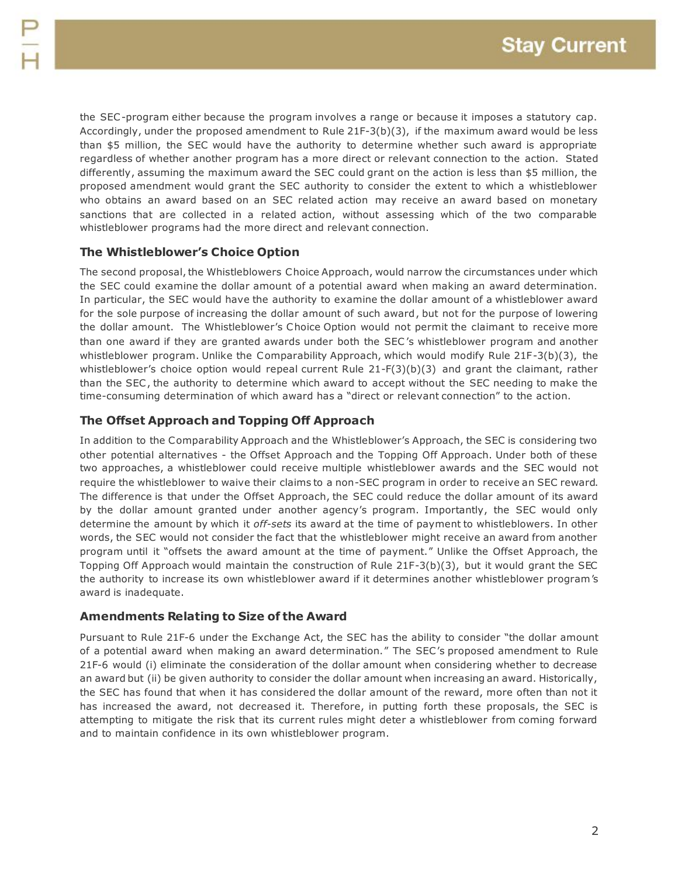the SEC-program either because the program involves a range or because it imposes a statutory cap. Accordingly, under the proposed amendment to Rule 21F-3(b)(3), if the maximum award would be less than $5 million, the SEC would have the authority to determine whether such award is appropriate regardless of whether another program has a more direct or relevant connection to the action. Stated differently, assuming the maximum award the SEC could grant on the action is less than $5 million, the proposed amendment would grant the SEC authority to consider the extent to which a whistleblower who obtains an award based on an SEC related action may receive an award based on monetary sanctions that are collected in a related action, without assessing which of the two comparable whistleblower programs had the more direct and relevant connection.

### The Whistleblower's Choice Option

The second proposal, the Whistleblowers Choice Approach, would narrow the circumstances under which the SEC could examine the dollar amount of a potential award when making an award determination. In particular, the SEC would have the authority to examine the dollar amount of a whistleblower award for the sole purpose of increasing the dollar amount of such award, but not for the purpose of lowering the dollar amount. The Whistleblower's Choice Option would not permit the claimant to receive more than one award if they are granted awards under both the SEC's whistleblower program and another whistleblower program. Unlike the Comparability Approach, which would modify Rule 21F-3(b)(3), the whistleblower's choice option would repeal current Rule 21-F(3)(b)(3) and grant the claimant, rather than the SEC, the authority to determine which award to accept without the SEC needing to make the time-consuming determination of which award has a "direct or relevant connection" to the action.

### The Offset Approach and Topping Off Approach

In addition to the Comparability Approach and the Whistleblower's Approach, the SEC is considering two other potential alternatives - the Offset Approach and the Topping Off Approach. Under both of these two approaches, a whistleblower could receive multiple whistleblower awards and the SEC would not require the whistleblower to waive their claims to a non-SEC program in order to receive an SEC reward. The difference is that under the Offset Approach, the SEC could reduce the dollar amount of its award by the dollar amount granted under another agency's program. Importantly, the SEC would only determine the amount by which it *off-sets* its award at the time of payment to whistleblowers. In other words, the SEC would not consider the fact that the whistleblower might receive an award from another program until it "offsets the award amount at the time of payment." Unlike the Offset Approach, the Topping Off Approach would maintain the construction of Rule 21F-3(b)(3), but it would grant the SEC the authority to increase its own whistleblower award if it determines another whistleblower program's award is inadequate.

### Amendments Relating to Size of the Award

Pursuant to Rule 21F-6 under the Exchange Act, the SEC has the ability to consider "the dollar amount of a potential award when making an award determination." The SEC's proposed amendment to Rule 21F-6 would (i) eliminate the consideration of the dollar amount when considering whether to decrease an award but (ii) be given authority to consider the dollar amount when increasing an award. Historically, the SEC has found that when it has considered the dollar amount of the reward, more often than not it has increased the award, not decreased it. Therefore, in putting forth these proposals, the SEC is attempting to mitigate the risk that its current rules might deter a whistleblower from coming forward and to maintain confidence in its own whistleblower program.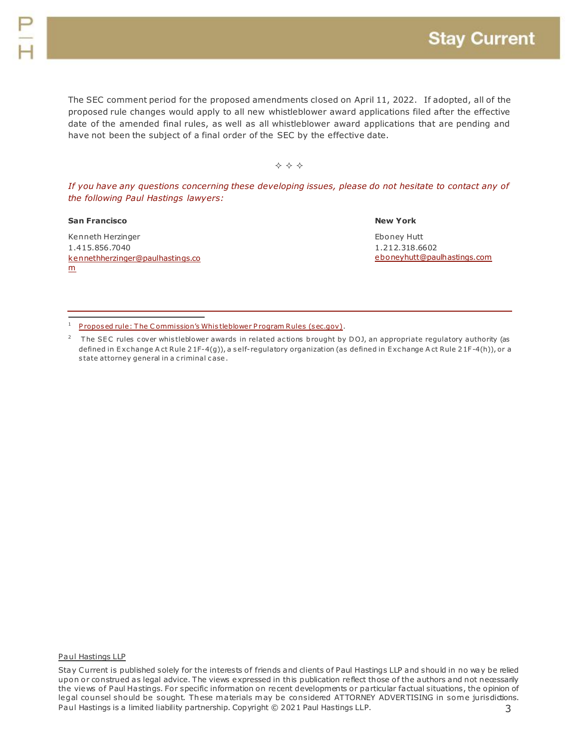The SEC comment period for the proposed amendments closed on April 11, 2022. If adopted, all of the proposed rule changes would apply to all new whistleblower award applications filed after the effective date of the amended final rules, as well as all whistleblower award applications that are pending and have not been the subject of a final order of the SEC by the effective date.

✧ ✧ ✧

*If you have any questions concerning these developing issues, please do not hesitate to contact any of the following Paul Hastings lawyers:*

**San Francisco**

Kenneth Herzinger
1.415.856.7040
kennethherzinger@paulhastings.com

**New York**

Eboney Hutt
1.212.318.6602
eboneyhutt@paulhastings.com

---

[1] Proposed rule: The Commission's Whistleblower Program Rules (sec.gov).

[2] The SEC rules cover whistleblower awards in related actions brought by DOJ, an appropriate regulatory authority (as defined in Exchange Act Rule 21F-4(g)), a self-regulatory organization (as defined in Exchange Act Rule 21F-4(h)), or a state attorney general in a criminal case.

Paul Hastings LLP

Stay Current is published solely for the interests of friends and clients of Paul Hastings LLP and should in no way be relied upon or construed as legal advice. The views expressed in this publication reflect those of the authors and not necessarily the views of Paul Hastings. For specific information on recent developments or particular factual situations, the opinion of legal counsel should be sought. These materials may be considered ATTORNEY ADVERTISING in some jurisdictions. Paul Hastings is a limited liability partnership. Copyright © 2021 Paul Hastings LLP.